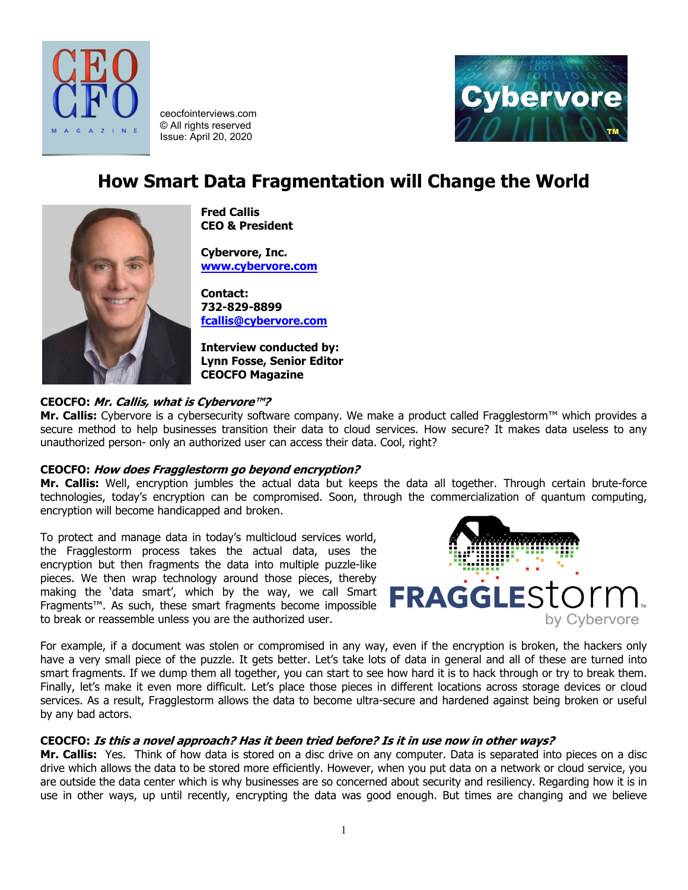ceocfointerviews.com
© All rights reserved
Issue: April 20, 2020

# How Smart Data Fragmentation will Change the World

**Fred Callis**
**CEO & President**

**Cybervore, Inc.**
**www.cybervore.com**

**Contact:**
**732-829-8899**
**fcallis@cybervore.com**

**Interview conducted by:**
**Lynn Fosse, Senior Editor**
**CEOCFO Magazine**

**CEOCFO:** ***Mr. Callis, what is Cybervore™?***
**Mr. Callis:** Cybervore is a cybersecurity software company. We make a product called Fragglestorm™ which provides a secure method to help businesses transition their data to cloud services. How secure? It makes data useless to any unauthorized person- only an authorized user can access their data. Cool, right?

**CEOCFO:** ***How does Fragglestorm go beyond encryption?***
**Mr. Callis:** Well, encryption jumbles the actual data but keeps the data all together. Through certain brute-force technologies, today's encryption can be compromised. Soon, through the commercialization of quantum computing, encryption will become handicapped and broken.

To protect and manage data in today's multicloud services world, the Fragglestorm process takes the actual data, uses the encryption but then fragments the data into multiple puzzle-like pieces. We then wrap technology around those pieces, thereby making the 'data smart', which by the way, we call Smart Fragments™. As such, these smart fragments become impossible to break or reassemble unless you are the authorized user.

For example, if a document was stolen or compromised in any way, even if the encryption is broken, the hackers only have a very small piece of the puzzle. It gets better. Let's take lots of data in general and all of these are turned into smart fragments. If we dump them all together, you can start to see how hard it is to hack through or try to break them. Finally, let's make it even more difficult. Let's place those pieces in different locations across storage devices or cloud services. As a result, Fragglestorm allows the data to become ultra-secure and hardened against being broken or useful by any bad actors.

**CEOCFO:** ***Is this a novel approach? Has it been tried before? Is it in use now in other ways?***
**Mr. Callis:** Yes. Think of how data is stored on a disc drive on any computer. Data is separated into pieces on a disc drive which allows the data to be stored more efficiently. However, when you put data on a network or cloud service, you are outside the data center which is why businesses are so concerned about security and resiliency. Regarding how it is in use in other ways, up until recently, encrypting the data was good enough. But times are changing and we believe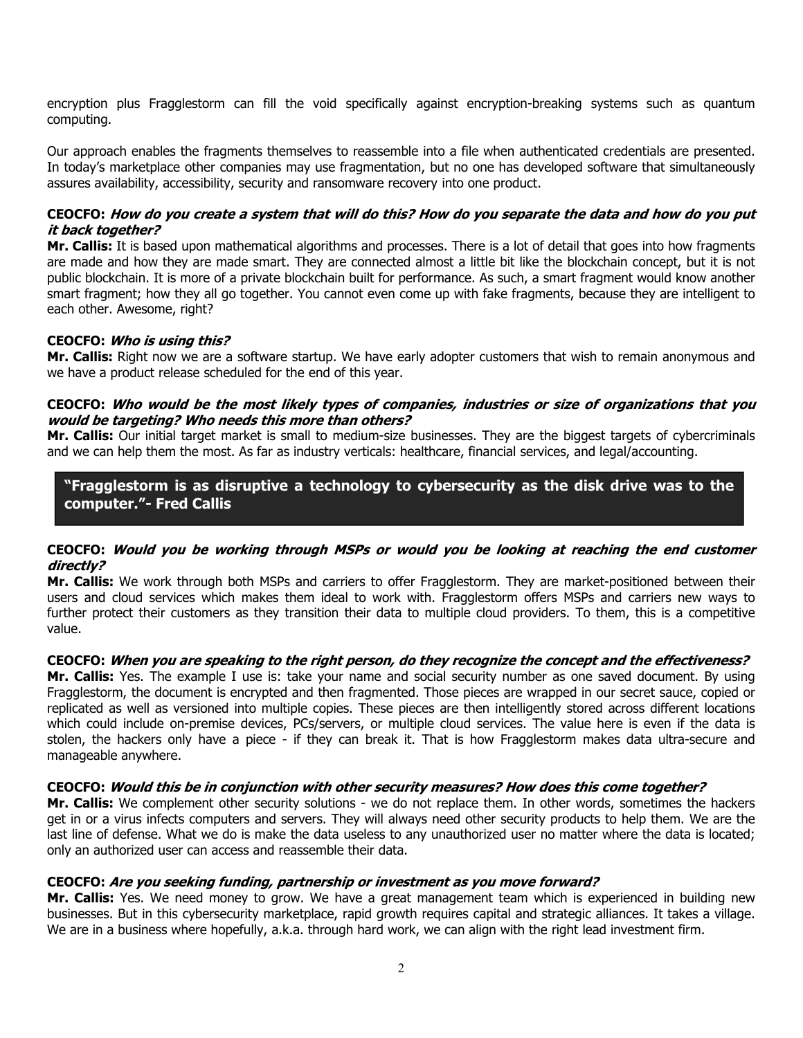encryption plus Fragglestorm can fill the void specifically against encryption-breaking systems such as quantum computing.

Our approach enables the fragments themselves to reassemble into a file when authenticated credentials are presented. In today's marketplace other companies may use fragmentation, but no one has developed software that simultaneously assures availability, accessibility, security and ransomware recovery into one product.

**CEOCFO:** ***How do you create a system that will do this? How do you separate the data and how do you put it back together?***

**Mr. Callis:** It is based upon mathematical algorithms and processes. There is a lot of detail that goes into how fragments are made and how they are made smart. They are connected almost a little bit like the blockchain concept, but it is not public blockchain. It is more of a private blockchain built for performance. As such, a smart fragment would know another smart fragment; how they all go together. You cannot even come up with fake fragments, because they are intelligent to each other. Awesome, right?

**CEOCFO:** ***Who is using this?***

**Mr. Callis:** Right now we are a software startup. We have early adopter customers that wish to remain anonymous and we have a product release scheduled for the end of this year.

**CEOCFO:** ***Who would be the most likely types of companies, industries or size of organizations that you would be targeting? Who needs this more than others?***

**Mr. Callis:** Our initial target market is small to medium-size businesses. They are the biggest targets of cybercriminals and we can help them the most. As far as industry verticals: healthcare, financial services, and legal/accounting.

> **"Fragglestorm is as disruptive a technology to cybersecurity as the disk drive was to the computer."- Fred Callis**

**CEOCFO:** ***Would you be working through MSPs or would you be looking at reaching the end customer directly?***

**Mr. Callis:** We work through both MSPs and carriers to offer Fragglestorm. They are market-positioned between their users and cloud services which makes them ideal to work with. Fragglestorm offers MSPs and carriers new ways to further protect their customers as they transition their data to multiple cloud providers. To them, this is a competitive value.

**CEOCFO:** ***When you are speaking to the right person, do they recognize the concept and the effectiveness?***

**Mr. Callis:** Yes. The example I use is: take your name and social security number as one saved document. By using Fragglestorm, the document is encrypted and then fragmented. Those pieces are wrapped in our secret sauce, copied or replicated as well as versioned into multiple copies. These pieces are then intelligently stored across different locations which could include on-premise devices, PCs/servers, or multiple cloud services. The value here is even if the data is stolen, the hackers only have a piece - if they can break it. That is how Fragglestorm makes data ultra-secure and manageable anywhere.

**CEOCFO:** ***Would this be in conjunction with other security measures? How does this come together?***

**Mr. Callis:** We complement other security solutions - we do not replace them. In other words, sometimes the hackers get in or a virus infects computers and servers. They will always need other security products to help them. We are the last line of defense. What we do is make the data useless to any unauthorized user no matter where the data is located; only an authorized user can access and reassemble their data.

**CEOCFO:** ***Are you seeking funding, partnership or investment as you move forward?***

**Mr. Callis:** Yes. We need money to grow. We have a great management team which is experienced in building new businesses. But in this cybersecurity marketplace, rapid growth requires capital and strategic alliances. It takes a village. We are in a business where hopefully, a.k.a. through hard work, we can align with the right lead investment firm.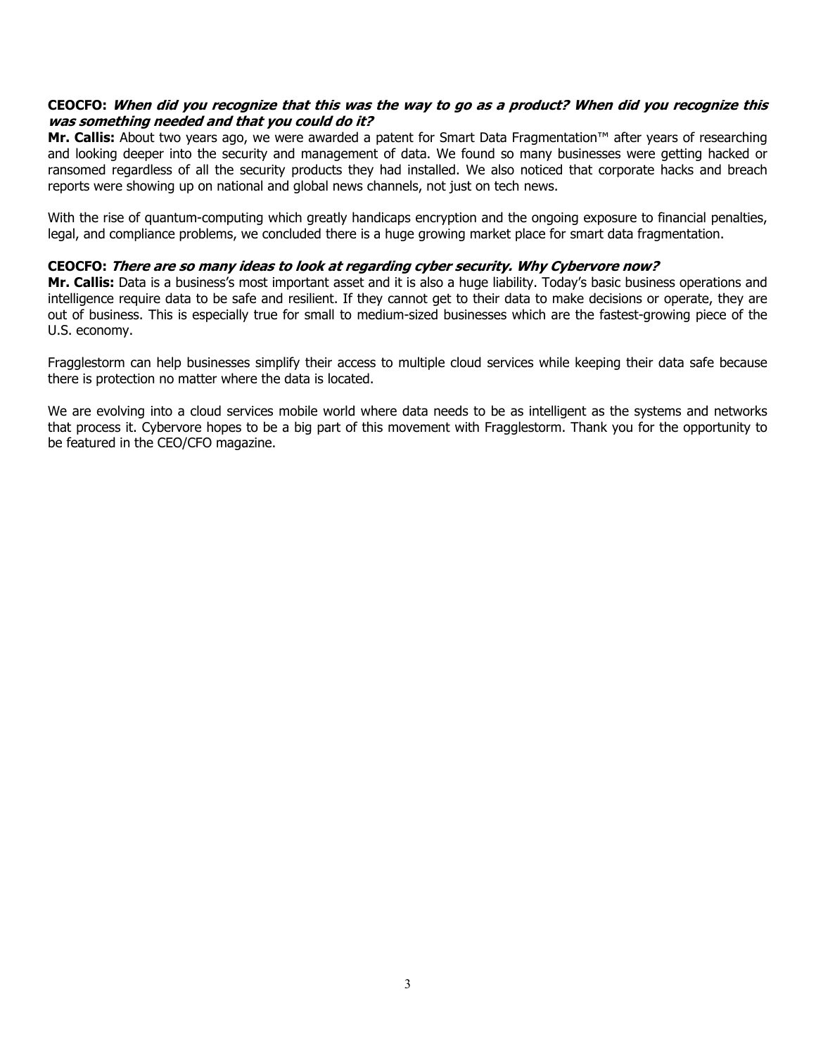**CEOCFO: *When did you recognize that this was the way to go as a product? When did you recognize this was something needed and that you could do it?***

**Mr. Callis:** About two years ago, we were awarded a patent for Smart Data Fragmentation™ after years of researching and looking deeper into the security and management of data. We found so many businesses were getting hacked or ransomed regardless of all the security products they had installed. We also noticed that corporate hacks and breach reports were showing up on national and global news channels, not just on tech news.

With the rise of quantum-computing which greatly handicaps encryption and the ongoing exposure to financial penalties, legal, and compliance problems, we concluded there is a huge growing market place for smart data fragmentation.

**CEOCFO: *There are so many ideas to look at regarding cyber security. Why Cybervore now?***

**Mr. Callis:** Data is a business's most important asset and it is also a huge liability. Today's basic business operations and intelligence require data to be safe and resilient. If they cannot get to their data to make decisions or operate, they are out of business. This is especially true for small to medium-sized businesses which are the fastest-growing piece of the U.S. economy.

Fragglestorm can help businesses simplify their access to multiple cloud services while keeping their data safe because there is protection no matter where the data is located.

We are evolving into a cloud services mobile world where data needs to be as intelligent as the systems and networks that process it. Cybervore hopes to be a big part of this movement with Fragglestorm. Thank you for the opportunity to be featured in the CEO/CFO magazine.